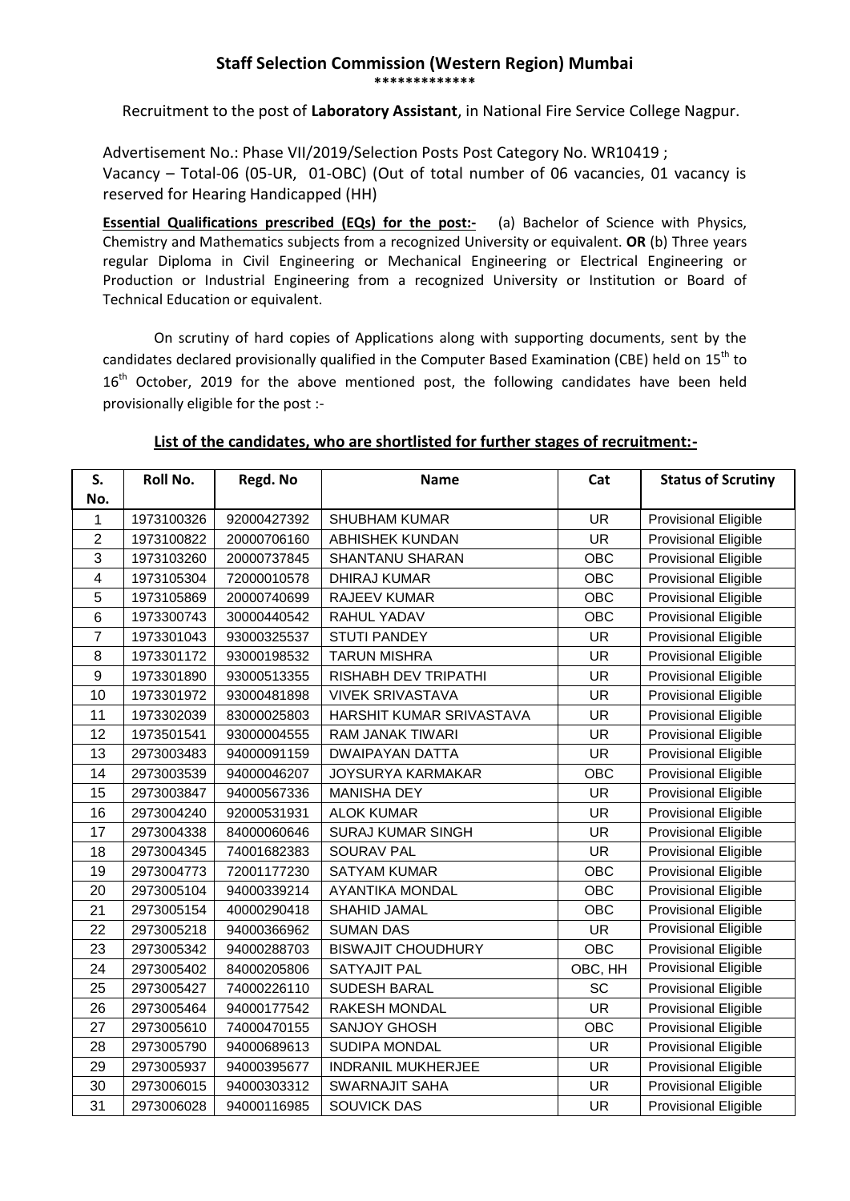## Staff Selection Commission (Western Region) Mumbai

\*\*\*\*\*\*\*\*\*\*\*\*\*

Recruitment to the post of **Laboratory Assistant**, in National Fire Service College Nagpur.

Advertisement No.: Phase VII/2019/Selection Posts Post Category No. WR10419 ;
Vacancy – Total-06 (05-UR, 01-OBC) (Out of total number of 06 vacancies, 01 vacancy is reserved for Hearing Handicapped (HH)

**Essential Qualifications prescribed (EQs) for the post:-** (a) Bachelor of Science with Physics, Chemistry and Mathematics subjects from a recognized University or equivalent. **OR** (b) Three years regular Diploma in Civil Engineering or Mechanical Engineering or Electrical Engineering or Production or Industrial Engineering from a recognized University or Institution or Board of Technical Education or equivalent.

On scrutiny of hard copies of Applications along with supporting documents, sent by the candidates declared provisionally qualified in the Computer Based Examination (CBE) held on 15th to 16th October, 2019 for the above mentioned post, the following candidates have been held provisionally eligible for the post :-

**List of the candidates, who are shortlisted for further stages of recruitment:-**

| S. No. | Roll No. | Regd. No | Name | Cat | Status of Scrutiny |
|---|---|---|---|---|---|
| 1 | 1973100326 | 92000427392 | SHUBHAM KUMAR | UR | Provisional Eligible |
| 2 | 1973100822 | 20000706160 | ABHISHEK KUNDAN | UR | Provisional Eligible |
| 3 | 1973103260 | 20000737845 | SHANTANU SHARAN | OBC | Provisional Eligible |
| 4 | 1973105304 | 72000010578 | DHIRAJ KUMAR | OBC | Provisional Eligible |
| 5 | 1973105869 | 20000740699 | RAJEEV KUMAR | OBC | Provisional Eligible |
| 6 | 1973300743 | 30000440542 | RAHUL YADAV | OBC | Provisional Eligible |
| 7 | 1973301043 | 93000325537 | STUTI PANDEY | UR | Provisional Eligible |
| 8 | 1973301172 | 93000198532 | TARUN MISHRA | UR | Provisional Eligible |
| 9 | 1973301890 | 93000513355 | RISHABH DEV TRIPATHI | UR | Provisional Eligible |
| 10 | 1973301972 | 93000481898 | VIVEK SRIVASTAVA | UR | Provisional Eligible |
| 11 | 1973302039 | 83000025803 | HARSHIT KUMAR SRIVASTAVA | UR | Provisional Eligible |
| 12 | 1973501541 | 93000004555 | RAM JANAK TIWARI | UR | Provisional Eligible |
| 13 | 2973003483 | 94000091159 | DWAIPAYAN DATTA | UR | Provisional Eligible |
| 14 | 2973003539 | 94000046207 | JOYSURYA KARMAKAR | OBC | Provisional Eligible |
| 15 | 2973003847 | 94000567336 | MANISHA DEY | UR | Provisional Eligible |
| 16 | 2973004240 | 92000531931 | ALOK KUMAR | UR | Provisional Eligible |
| 17 | 2973004338 | 84000060646 | SURAJ KUMAR SINGH | UR | Provisional Eligible |
| 18 | 2973004345 | 74001682383 | SOURAV PAL | UR | Provisional Eligible |
| 19 | 2973004773 | 72001177230 | SATYAM KUMAR | OBC | Provisional Eligible |
| 20 | 2973005104 | 94000339214 | AYANTIKA MONDAL | OBC | Provisional Eligible |
| 21 | 2973005154 | 40000290418 | SHAHID JAMAL | OBC | Provisional Eligible |
| 22 | 2973005218 | 94000366962 | SUMAN DAS | UR | Provisional Eligible |
| 23 | 2973005342 | 94000288703 | BISWAJIT CHOUDHURY | OBC | Provisional Eligible |
| 24 | 2973005402 | 84000205806 | SATYAJIT PAL | OBC, HH | Provisional Eligible |
| 25 | 2973005427 | 74000226110 | SUDESH BARAL | SC | Provisional Eligible |
| 26 | 2973005464 | 94000177542 | RAKESH MONDAL | UR | Provisional Eligible |
| 27 | 2973005610 | 74000470155 | SANJOY GHOSH | OBC | Provisional Eligible |
| 28 | 2973005790 | 94000689613 | SUDIPA MONDAL | UR | Provisional Eligible |
| 29 | 2973005937 | 94000395677 | INDRANIL MUKHERJEE | UR | Provisional Eligible |
| 30 | 2973006015 | 94000303312 | SWARNAJIT SAHA | UR | Provisional Eligible |
| 31 | 2973006028 | 94000116985 | SOUVICK DAS | UR | Provisional Eligible |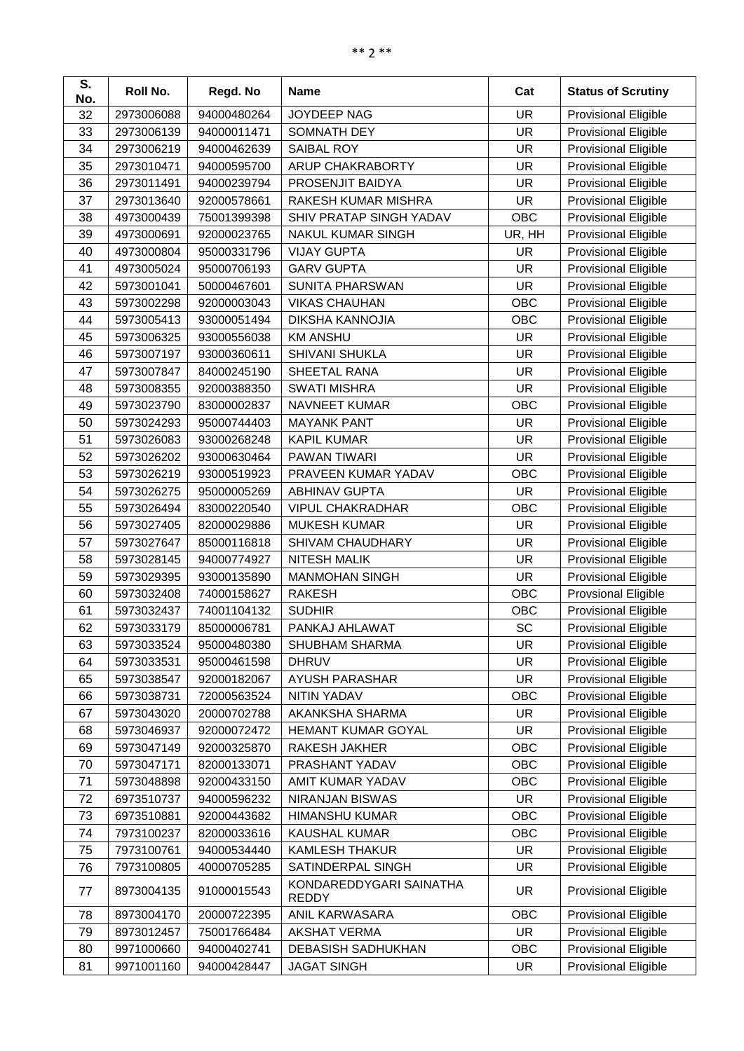| S. No. | Roll No. | Regd. No | Name | Cat | Status of Scrutiny |
|---|---|---|---|---|---|
| 32 | 2973006088 | 94000480264 | JOYDEEP NAG | UR | Provisional Eligible |
| 33 | 2973006139 | 94000011471 | SOMNATH DEY | UR | Provisional Eligible |
| 34 | 2973006219 | 94000462639 | SAIBAL ROY | UR | Provisional Eligible |
| 35 | 2973010471 | 94000595700 | ARUP CHAKRABORTY | UR | Provisional Eligible |
| 36 | 2973011491 | 94000239794 | PROSENJIT BAIDYA | UR | Provisional Eligible |
| 37 | 2973013640 | 92000578661 | RAKESH KUMAR MISHRA | UR | Provisional Eligible |
| 38 | 4973000439 | 75001399398 | SHIV PRATAP SINGH YADAV | OBC | Provisional Eligible |
| 39 | 4973000691 | 92000023765 | NAKUL KUMAR SINGH | UR, HH | Provisional Eligible |
| 40 | 4973000804 | 95000331796 | VIJAY GUPTA | UR | Provisional Eligible |
| 41 | 4973005024 | 95000706193 | GARV GUPTA | UR | Provisional Eligible |
| 42 | 5973001041 | 50000467601 | SUNITA PHARSWAN | UR | Provisional Eligible |
| 43 | 5973002298 | 92000003043 | VIKAS CHAUHAN | OBC | Provisional Eligible |
| 44 | 5973005413 | 93000051494 | DIKSHA KANNOJIA | OBC | Provisional Eligible |
| 45 | 5973006325 | 93000556038 | KM ANSHU | UR | Provisional Eligible |
| 46 | 5973007197 | 93000360611 | SHIVANI SHUKLA | UR | Provisional Eligible |
| 47 | 5973007847 | 84000245190 | SHEETAL RANA | UR | Provisional Eligible |
| 48 | 5973008355 | 92000388350 | SWATI MISHRA | UR | Provisional Eligible |
| 49 | 5973023790 | 83000002837 | NAVNEET KUMAR | OBC | Provisional Eligible |
| 50 | 5973024293 | 95000744403 | MAYANK PANT | UR | Provisional Eligible |
| 51 | 5973026083 | 93000268248 | KAPIL KUMAR | UR | Provisional Eligible |
| 52 | 5973026202 | 93000630464 | PAWAN TIWARI | UR | Provisional Eligible |
| 53 | 5973026219 | 93000519923 | PRAVEEN KUMAR YADAV | OBC | Provisional Eligible |
| 54 | 5973026275 | 95000005269 | ABHINAV GUPTA | UR | Provisional Eligible |
| 55 | 5973026494 | 83000220540 | VIPUL CHAKRADHAR | OBC | Provisional Eligible |
| 56 | 5973027405 | 82000029886 | MUKESH KUMAR | UR | Provisional Eligible |
| 57 | 5973027647 | 85000116818 | SHIVAM CHAUDHARY | UR | Provisional Eligible |
| 58 | 5973028145 | 94000774927 | NITESH MALIK | UR | Provisional Eligible |
| 59 | 5973029395 | 93000135890 | MANMOHAN SINGH | UR | Provisional Eligible |
| 60 | 5973032408 | 74000158627 | RAKESH | OBC | Provsional Eligible |
| 61 | 5973032437 | 74001104132 | SUDHIR | OBC | Provisional Eligible |
| 62 | 5973033179 | 85000006781 | PANKAJ AHLAWAT | SC | Provisional Eligible |
| 63 | 5973033524 | 95000480380 | SHUBHAM SHARMA | UR | Provisional Eligible |
| 64 | 5973033531 | 95000461598 | DHRUV | UR | Provisional Eligible |
| 65 | 5973038547 | 92000182067 | AYUSH PARASHAR | UR | Provisional Eligible |
| 66 | 5973038731 | 72000563524 | NITIN YADAV | OBC | Provisional Eligible |
| 67 | 5973043020 | 20000702788 | AKANKSHA SHARMA | UR | Provisional Eligible |
| 68 | 5973046937 | 92000072472 | HEMANT KUMAR GOYAL | UR | Provisional Eligible |
| 69 | 5973047149 | 92000325870 | RAKESH JAKHER | OBC | Provisional Eligible |
| 70 | 5973047171 | 82000133071 | PRASHANT YADAV | OBC | Provisional Eligible |
| 71 | 5973048898 | 92000433150 | AMIT KUMAR YADAV | OBC | Provisional Eligible |
| 72 | 6973510737 | 94000596232 | NIRANJAN BISWAS | UR | Provisional Eligible |
| 73 | 6973510881 | 92000443682 | HIMANSHU KUMAR | OBC | Provisional Eligible |
| 74 | 7973100237 | 82000033616 | KAUSHAL KUMAR | OBC | Provisional Eligible |
| 75 | 7973100761 | 94000534440 | KAMLESH THAKUR | UR | Provisional Eligible |
| 76 | 7973100805 | 40000705285 | SATINDERPAL SINGH | UR | Provisional Eligible |
| 77 | 8973004135 | 91000015543 | KONDAREDDYGARI SAINATHA REDDY | UR | Provisional Eligible |
| 78 | 8973004170 | 20000722395 | ANIL KARWASARA | OBC | Provisional Eligible |
| 79 | 8973012457 | 75001766484 | AKSHAT VERMA | UR | Provisional Eligible |
| 80 | 9971000660 | 94000402741 | DEBASISH SADHUKHAN | OBC | Provisional Eligible |
| 81 | 9971001160 | 94000428447 | JAGAT SINGH | UR | Provisional Eligible |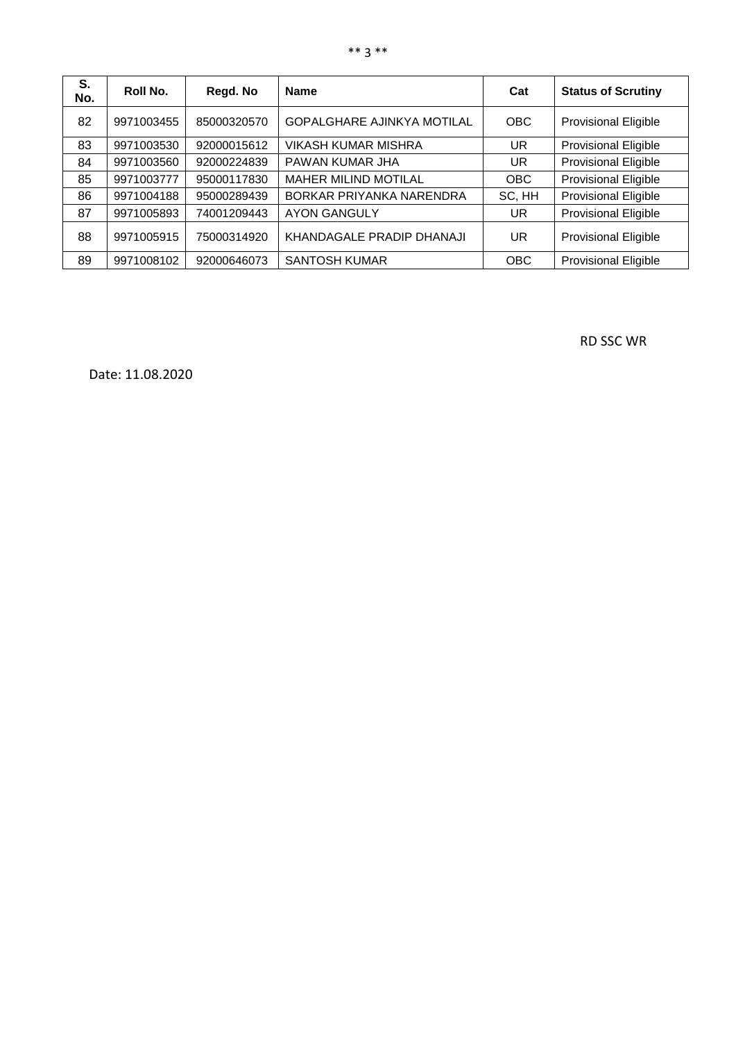| S. No. | Roll No. | Regd. No | Name | Cat | Status of Scrutiny |
|---|---|---|---|---|---|
| 82 | 9971003455 | 85000320570 | GOPALGHARE AJINKYA MOTILAL | OBC | Provisional Eligible |
| 83 | 9971003530 | 92000015612 | VIKASH KUMAR MISHRA | UR | Provisional Eligible |
| 84 | 9971003560 | 92000224839 | PAWAN KUMAR JHA | UR | Provisional Eligible |
| 85 | 9971003777 | 95000117830 | MAHER MILIND MOTILAL | OBC | Provisional Eligible |
| 86 | 9971004188 | 95000289439 | BORKAR PRIYANKA NARENDRA | SC, HH | Provisional Eligible |
| 87 | 9971005893 | 74001209443 | AYON GANGULY | UR | Provisional Eligible |
| 88 | 9971005915 | 75000314920 | KHANDAGALE PRADIP DHANAJI | UR | Provisional Eligible |
| 89 | 9971008102 | 92000646073 | SANTOSH KUMAR | OBC | Provisional Eligible |

RD SSC WR

Date: 11.08.2020